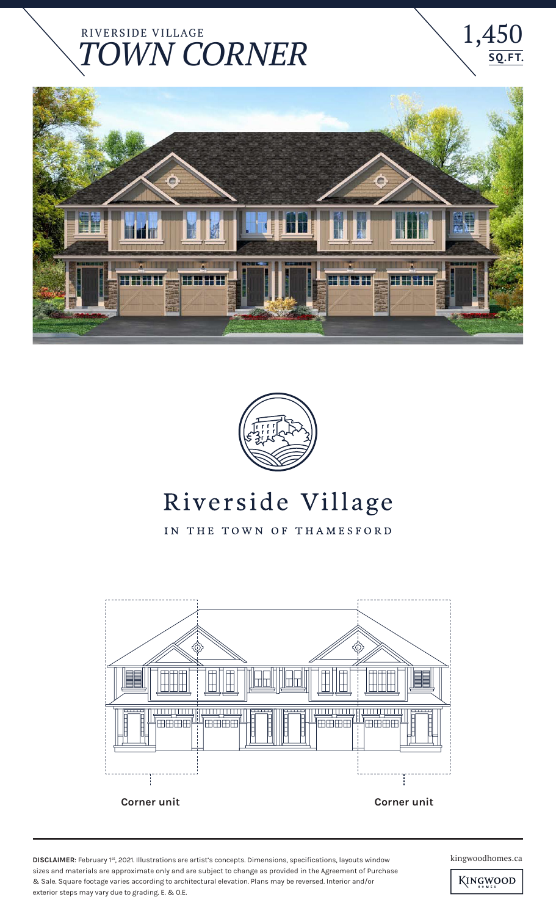RIVERSIDE VILLAGE

# *TOWN CORNER*

1,450 **SQ.FT.**

# Riverside Village

IN THE TOWN OF THAMESFORD

**Corner unit** **Corner unit**

**DISCLAIMER**: February 1st, 2021. Illustrations are artist's concepts. Dimensions, specifications, layouts window sizes and materials are approximate only and are subject to change as provided in the Agreement of Purchase & Sale. Square footage varies according to architectural elevation. Plans may be reversed. Interior and/or exterior steps may vary due to grading. E. & O.E.

kingwoodhomes.ca

KINGWOOD HOMES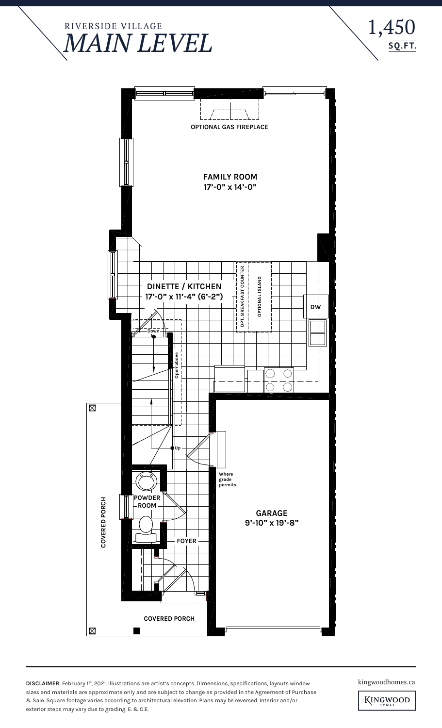RIVERSIDE VILLAGE

# *MAIN LEVEL*

1,450 **SQ.FT.**

OPTIONAL GAS FIREPLACE

**FAMILY ROOM**
**17'-0" x 14'-0"**

**DINETTE / KITCHEN**
**17'-0" x 11'-4" (6'-2")**

OPT. BREAKFAST COUNTER

OPTIONAL ISLAND

DW

Down

Open above

Up

Where grade permits

**POWDER ROOM**

**FOYER**

**GARAGE**
**9'-10" x 19'-8"**

**COVERED PORCH**

**COVERED PORCH**

**DISCLAIMER**: February 1st, 2021. Illustrations are artist's concepts. Dimensions, specifications, layouts window sizes and materials are approximate only and are subject to change as provided in the Agreement of Purchase & Sale. Square footage varies according to architectural elevation. Plans may be reversed. Interior and/or exterior steps may vary due to grading. E. & O.E.

kingwoodhomes.ca

KINGWOOD HOMES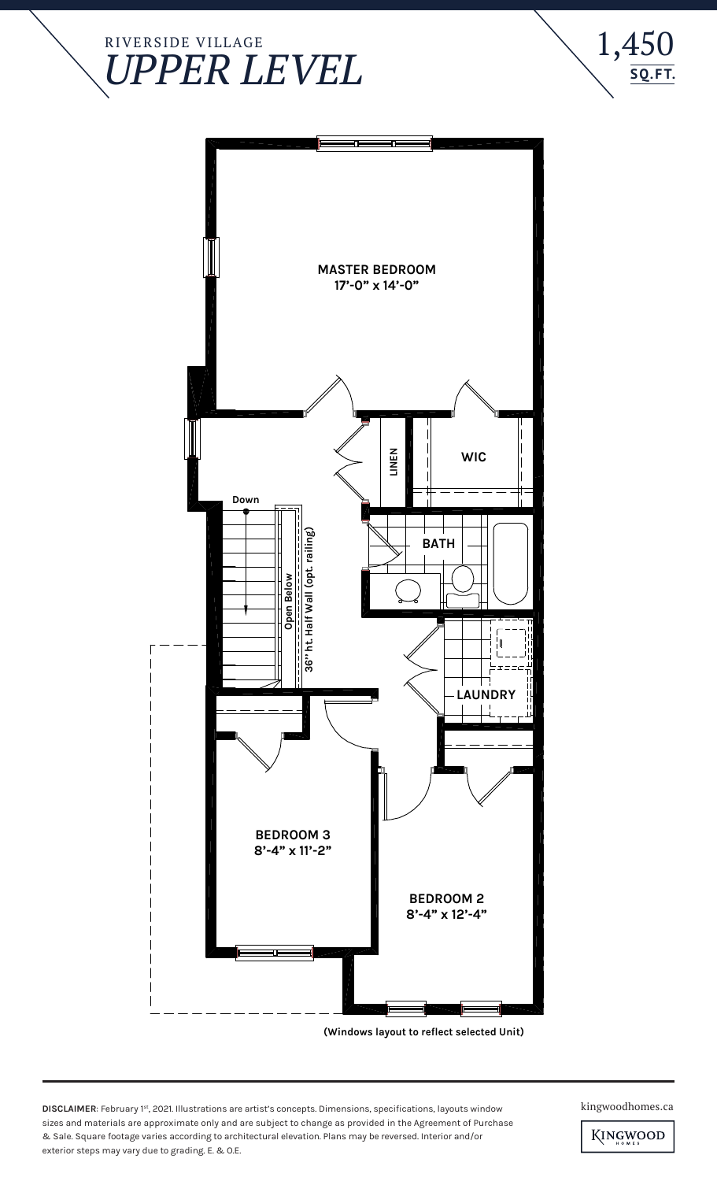RIVERSIDE VILLAGE

# *UPPER LEVEL*

**1,450 SQ.FT.**

**MASTER BEDROOM**
**17'-0" x 14'-0"**

**WIC**

**LINEN**

**Down**

**BATH**

**Open Below**

**36" ht. Half Wall (opt. railing)**

**LAUNDRY**

**BEDROOM 3**
**8'-4" x 11'-2"**

**BEDROOM 2**
**8'-4" x 12'-4"**

**(Windows layout to reflect selected Unit)**

**DISCLAIMER**: February 1st, 2021. Illustrations are artist's concepts. Dimensions, specifications, layouts window sizes and materials are approximate only and are subject to change as provided in the Agreement of Purchase & Sale. Square footage varies according to architectural elevation. Plans may be reversed. Interior and/or exterior steps may vary due to grading. E. & O.E.

kingwoodhomes.ca

KINGWOOD HOMES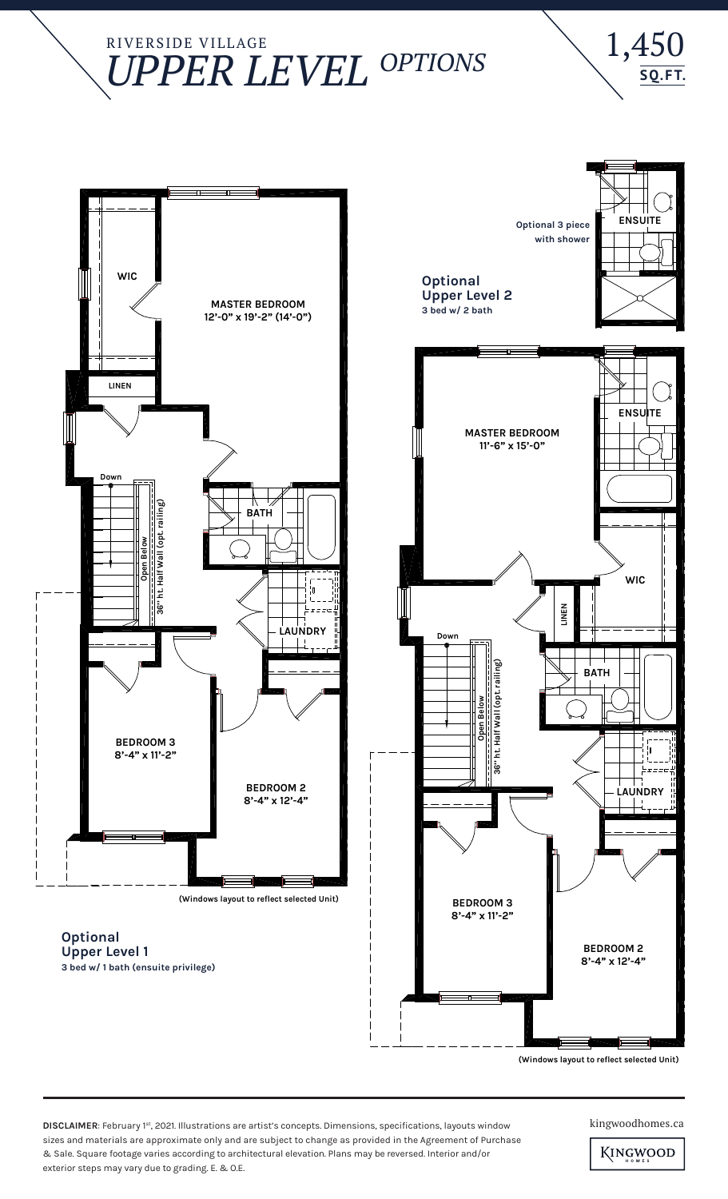RIVERSIDE VILLAGE

# *UPPER LEVEL OPTIONS*

1,450 **SQ.FT.**

WIC

MASTER BEDROOM
12'-0" x 19'-2" (14'-0")

LINEN

Down

Open Below

36" ht. Half Wall (opt. railing)

BATH

LAUNDRY

BEDROOM 3
8'-4" x 11'-2"

BEDROOM 2
8'-4" x 12'-4"

(Windows layout to reflect selected Unit)

**Optional Upper Level 1**
**3 bed w/ 1 bath (ensuite privilege)**

Optional 3 piece with shower

ENSUITE

**Optional Upper Level 2**
**3 bed w/ 2 bath**

MASTER BEDROOM
11'-6" x 15'-0"

ENSUITE

WIC

LINEN

Down

Open Below

36" ht. Half Wall (opt. railing)

BATH

LAUNDRY

BEDROOM 3
8'-4" x 11'-2"

BEDROOM 2
8'-4" x 12'-4"

(Windows layout to reflect selected Unit)

**DISCLAIMER**: February 1st, 2021. Illustrations are artist's concepts. Dimensions, specifications, layouts window sizes and materials are approximate only and are subject to change as provided in the Agreement of Purchase & Sale. Square footage varies according to architectural elevation. Plans may be reversed. Interior and/or exterior steps may vary due to grading. E. & O.E.

kingwoodhomes.ca

KINGWOOD HOMES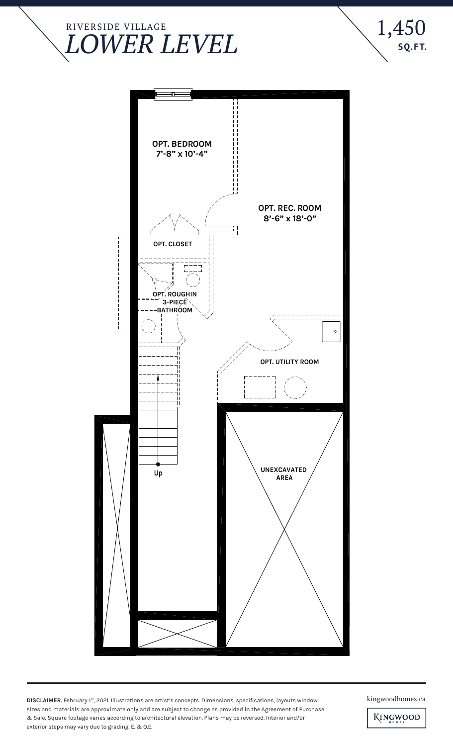RIVERSIDE VILLAGE

# LOWER LEVEL

1,450 SQ.FT.

OPT. BEDROOM
7'-8" x 10'-4"

OPT. REC. ROOM
8'-6" x 18'-0"

OPT. CLOSET

OPT. ROUGHIN 3-PIECE BATHROOM

OPT. UTILITY ROOM

Up

UNEXCAVATED AREA

**DISCLAIMER**: February 1st, 2021. Illustrations are artist's concepts. Dimensions, specifications, layouts window sizes and materials are approximate only and are subject to change as provided in the Agreement of Purchase & Sale. Square footage varies according to architectural elevation. Plans may be reversed. Interior and/or exterior steps may vary due to grading. E. & O.E.

kingwoodhomes.ca

KINGWOOD HOMES